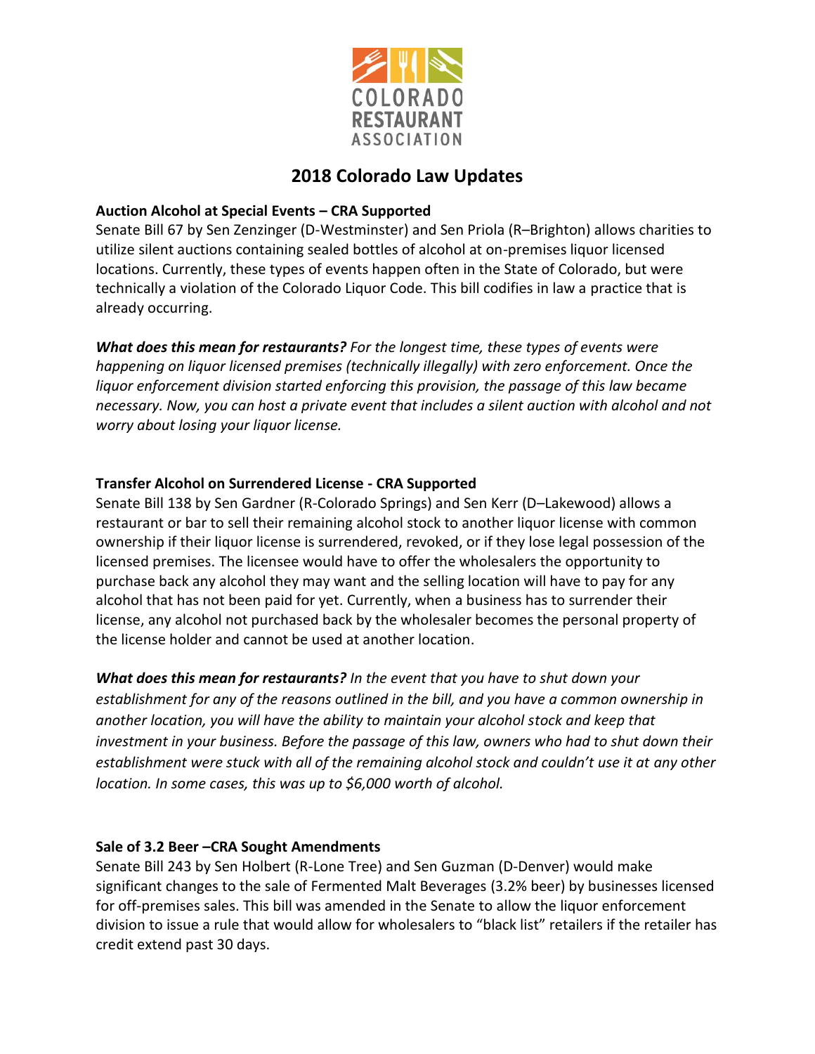# 2018 Colorado Law Updates

**Auction Alcohol at Special Events – CRA Supported**

Senate Bill 67 by Sen Zenzinger (D-Westminster) and Sen Priola (R–Brighton) allows charities to utilize silent auctions containing sealed bottles of alcohol at on-premises liquor licensed locations. Currently, these types of events happen often in the State of Colorado, but were technically a violation of the Colorado Liquor Code. This bill codifies in law a practice that is already occurring.

***What does this mean for restaurants?*** *For the longest time, these types of events were happening on liquor licensed premises (technically illegally) with zero enforcement. Once the liquor enforcement division started enforcing this provision, the passage of this law became necessary. Now, you can host a private event that includes a silent auction with alcohol and not worry about losing your liquor license.*

**Transfer Alcohol on Surrendered License - CRA Supported**

Senate Bill 138 by Sen Gardner (R-Colorado Springs) and Sen Kerr (D–Lakewood) allows a restaurant or bar to sell their remaining alcohol stock to another liquor license with common ownership if their liquor license is surrendered, revoked, or if they lose legal possession of the licensed premises. The licensee would have to offer the wholesalers the opportunity to purchase back any alcohol they may want and the selling location will have to pay for any alcohol that has not been paid for yet. Currently, when a business has to surrender their license, any alcohol not purchased back by the wholesaler becomes the personal property of the license holder and cannot be used at another location.

***What does this mean for restaurants?*** *In the event that you have to shut down your establishment for any of the reasons outlined in the bill, and you have a common ownership in another location, you will have the ability to maintain your alcohol stock and keep that investment in your business. Before the passage of this law, owners who had to shut down their establishment were stuck with all of the remaining alcohol stock and couldn't use it at any other location. In some cases, this was up to $6,000 worth of alcohol.*

**Sale of 3.2 Beer –CRA Sought Amendments**

Senate Bill 243 by Sen Holbert (R-Lone Tree) and Sen Guzman (D-Denver) would make significant changes to the sale of Fermented Malt Beverages (3.2% beer) by businesses licensed for off-premises sales. This bill was amended in the Senate to allow the liquor enforcement division to issue a rule that would allow for wholesalers to "black list" retailers if the retailer has credit extend past 30 days.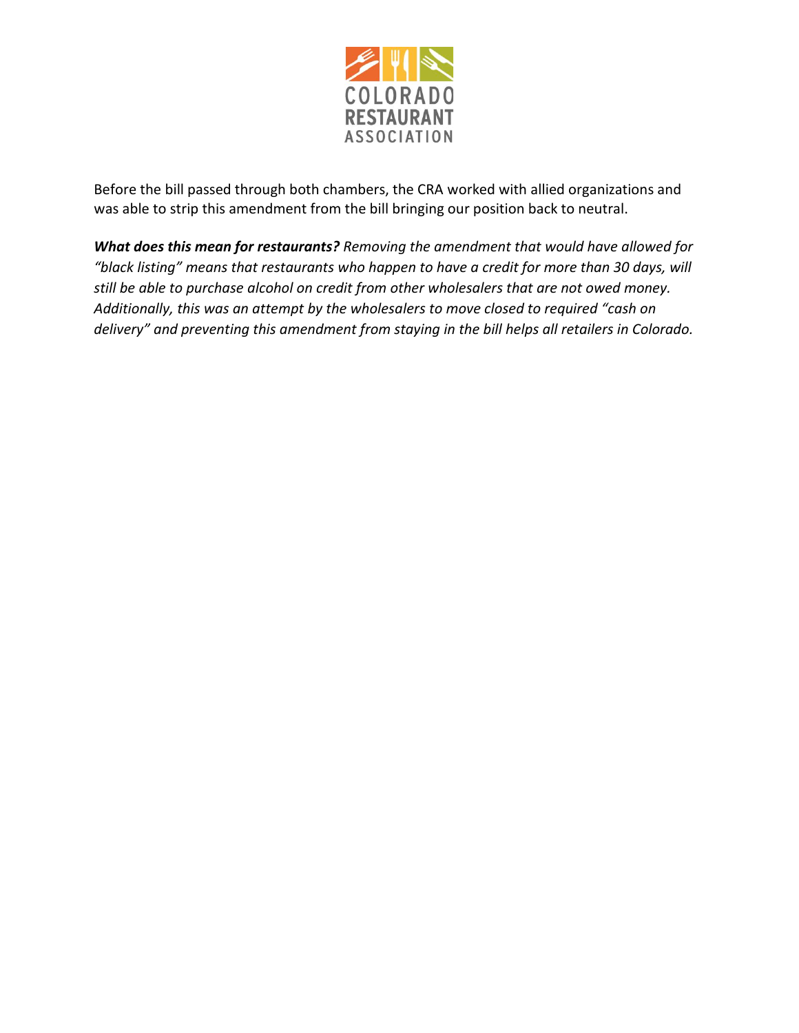Before the bill passed through both chambers, the CRA worked with allied organizations and was able to strip this amendment from the bill bringing our position back to neutral.

***What does this mean for restaurants?*** *Removing the amendment that would have allowed for "black listing" means that restaurants who happen to have a credit for more than 30 days, will still be able to purchase alcohol on credit from other wholesalers that are not owed money. Additionally, this was an attempt by the wholesalers to move closed to required "cash on delivery" and preventing this amendment from staying in the bill helps all retailers in Colorado.*